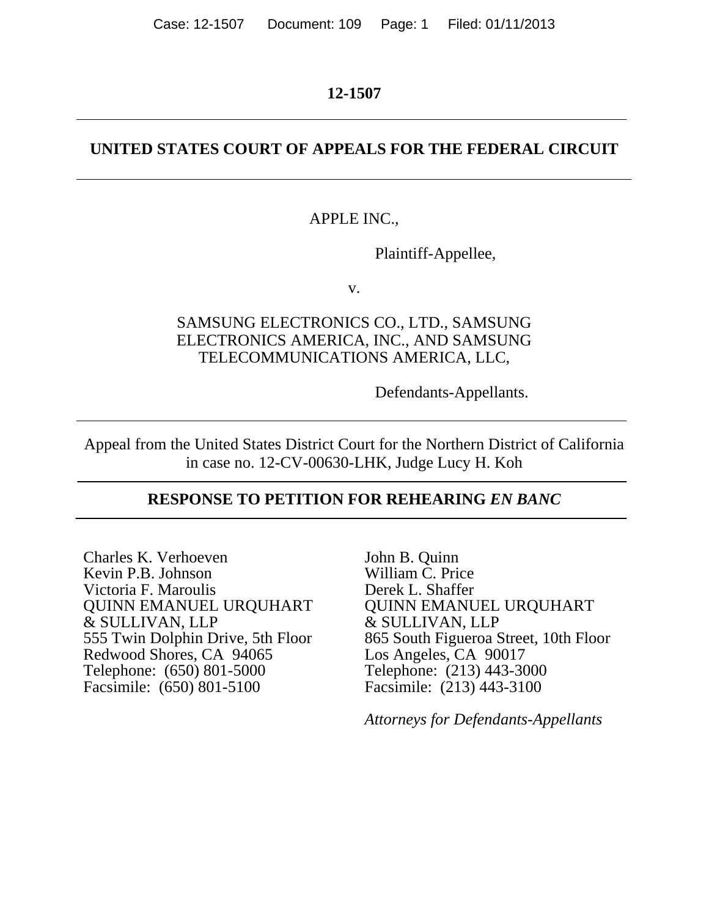**12-1507**

---

## UNITED STATES COURT OF APPEALS FOR THE FEDERAL CIRCUIT

---

APPLE INC.,

Plaintiff-Appellee,

v.

SAMSUNG ELECTRONICS CO., LTD., SAMSUNG ELECTRONICS AMERICA, INC., AND SAMSUNG TELECOMMUNICATIONS AMERICA, LLC,

Defendants-Appellants.

---

Appeal from the United States District Court for the Northern District of California in case no. 12-CV-00630-LHK, Judge Lucy H. Koh

---

**RESPONSE TO PETITION FOR REHEARING *EN BANC***

---

Charles K. Verhoeven
Kevin P.B. Johnson
Victoria F. Maroulis
QUINN EMANUEL URQUHART & SULLIVAN, LLP
555 Twin Dolphin Drive, 5th Floor
Redwood Shores, CA 94065
Telephone: (650) 801-5000
Facsimile: (650) 801-5100

John B. Quinn
William C. Price
Derek L. Shaffer
QUINN EMANUEL URQUHART & SULLIVAN, LLP
865 South Figueroa Street, 10th Floor
Los Angeles, CA 90017
Telephone: (213) 443-3000
Facsimile: (213) 443-3100

*Attorneys for Defendants-Appellants*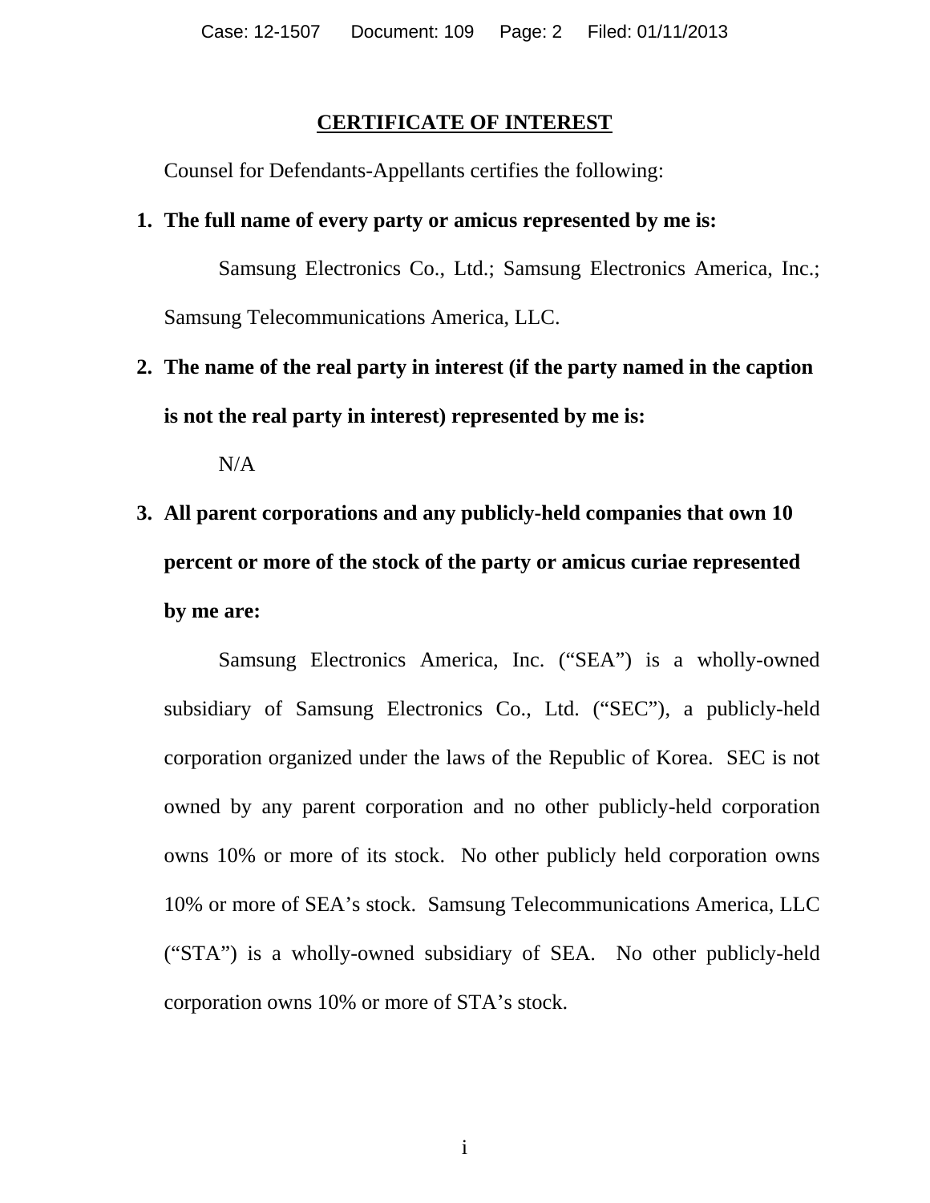# CERTIFICATE OF INTEREST

Counsel for Defendants-Appellants certifies the following:

1. **The full name of every party or amicus represented by me is:**

   Samsung Electronics Co., Ltd.; Samsung Electronics America, Inc.; Samsung Telecommunications America, LLC.

2. **The name of the real party in interest (if the party named in the caption is not the real party in interest) represented by me is:**

   N/A

3. **All parent corporations and any publicly-held companies that own 10 percent or more of the stock of the party or amicus curiae represented by me are:**

   Samsung Electronics America, Inc. ("SEA") is a wholly-owned subsidiary of Samsung Electronics Co., Ltd. ("SEC"), a publicly-held corporation organized under the laws of the Republic of Korea. SEC is not owned by any parent corporation and no other publicly-held corporation owns 10% or more of its stock. No other publicly held corporation owns 10% or more of SEA's stock. Samsung Telecommunications America, LLC ("STA") is a wholly-owned subsidiary of SEA. No other publicly-held corporation owns 10% or more of STA's stock.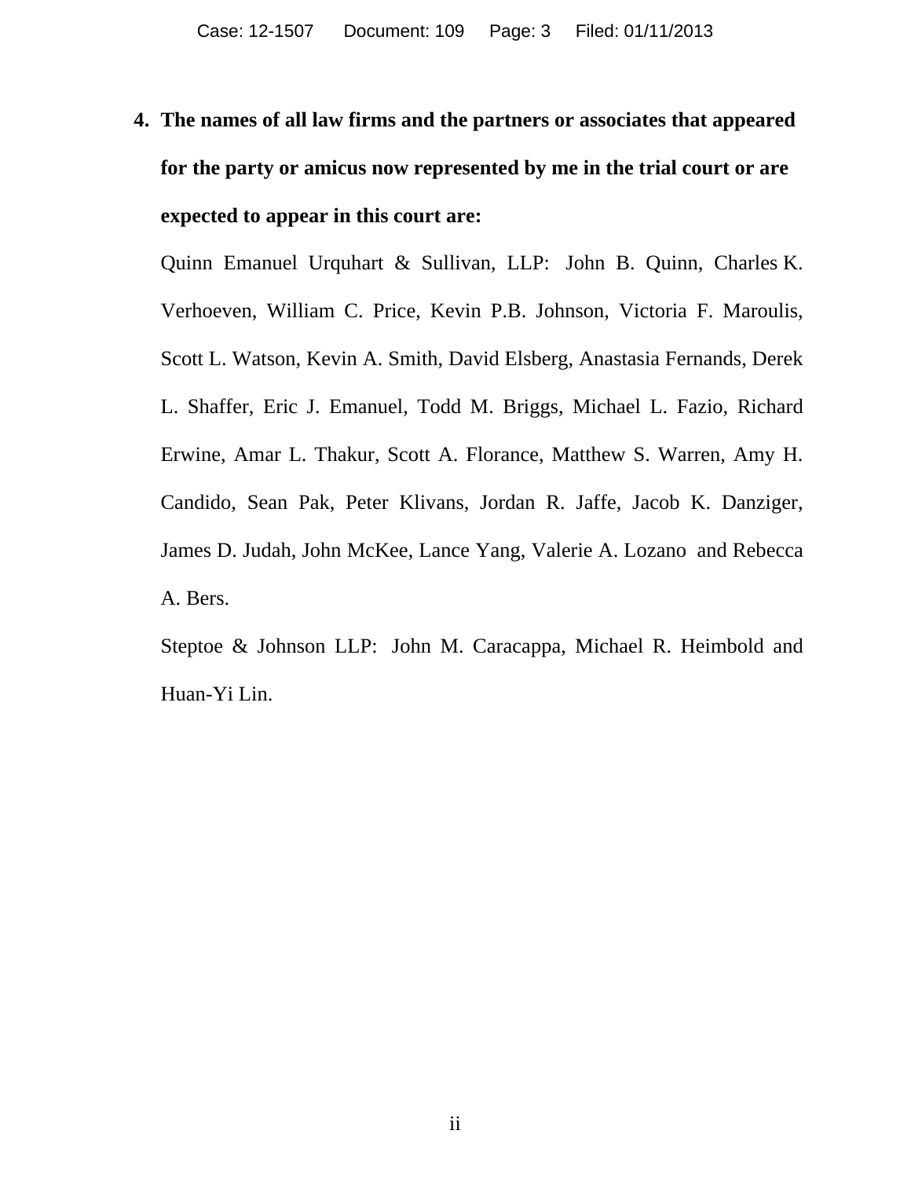4. **The names of all law firms and the partners or associates that appeared for the party or amicus now represented by me in the trial court or are expected to appear in this court are:**

   Quinn Emanuel Urquhart & Sullivan, LLP: John B. Quinn, Charles K. Verhoeven, William C. Price, Kevin P.B. Johnson, Victoria F. Maroulis, Scott L. Watson, Kevin A. Smith, David Elsberg, Anastasia Fernands, Derek L. Shaffer, Eric J. Emanuel, Todd M. Briggs, Michael L. Fazio, Richard Erwine, Amar L. Thakur, Scott A. Florance, Matthew S. Warren, Amy H. Candido, Sean Pak, Peter Klivans, Jordan R. Jaffe, Jacob K. Danziger, James D. Judah, John McKee, Lance Yang, Valerie A. Lozano and Rebecca A. Bers.

   Steptoe & Johnson LLP: John M. Caracappa, Michael R. Heimbold and Huan-Yi Lin.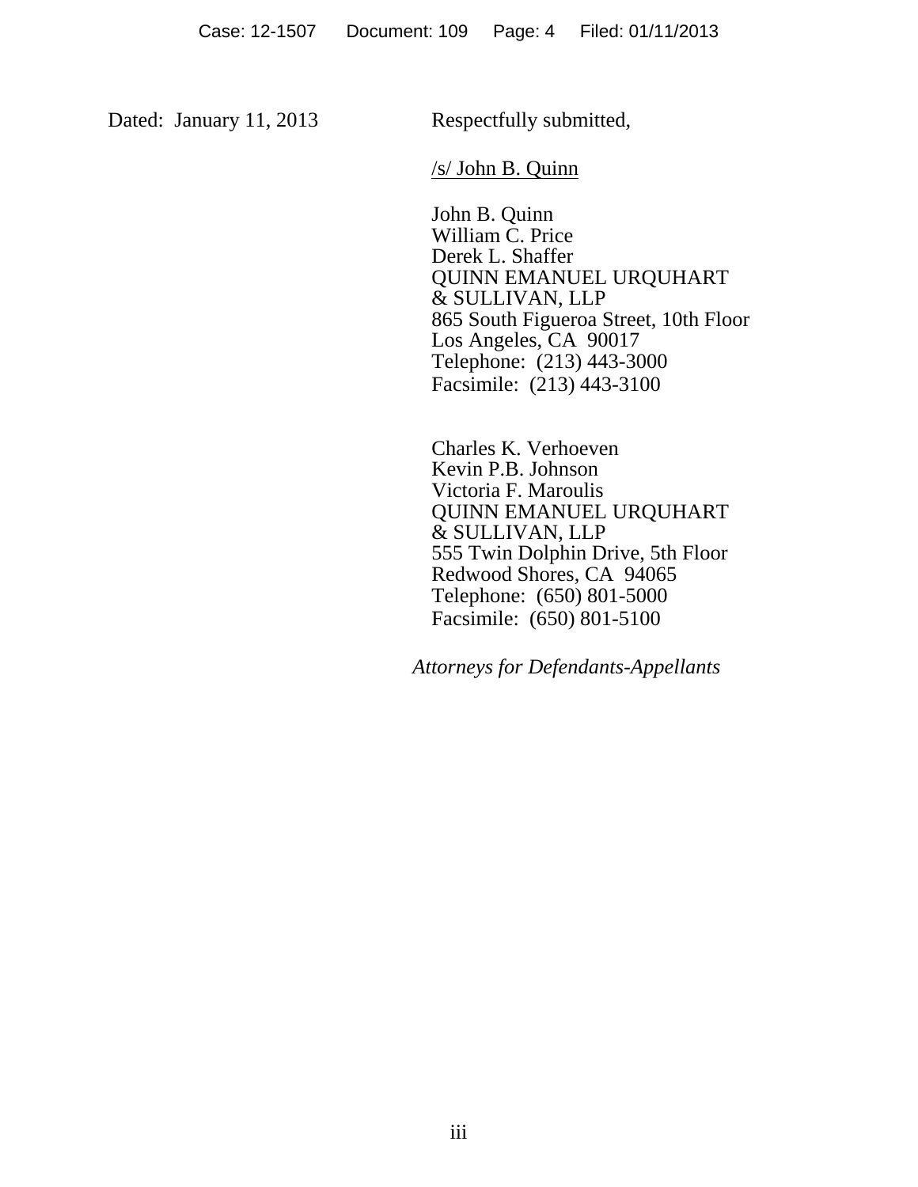Dated: January 11, 2013

Respectfully submitted,

/s/ John B. Quinn

John B. Quinn
William C. Price
Derek L. Shaffer
QUINN EMANUEL URQUHART & SULLIVAN, LLP
865 South Figueroa Street, 10th Floor
Los Angeles, CA 90017
Telephone: (213) 443-3000
Facsimile: (213) 443-3100

Charles K. Verhoeven
Kevin P.B. Johnson
Victoria F. Maroulis
QUINN EMANUEL URQUHART & SULLIVAN, LLP
555 Twin Dolphin Drive, 5th Floor
Redwood Shores, CA 94065
Telephone: (650) 801-5000
Facsimile: (650) 801-5100

*Attorneys for Defendants-Appellants*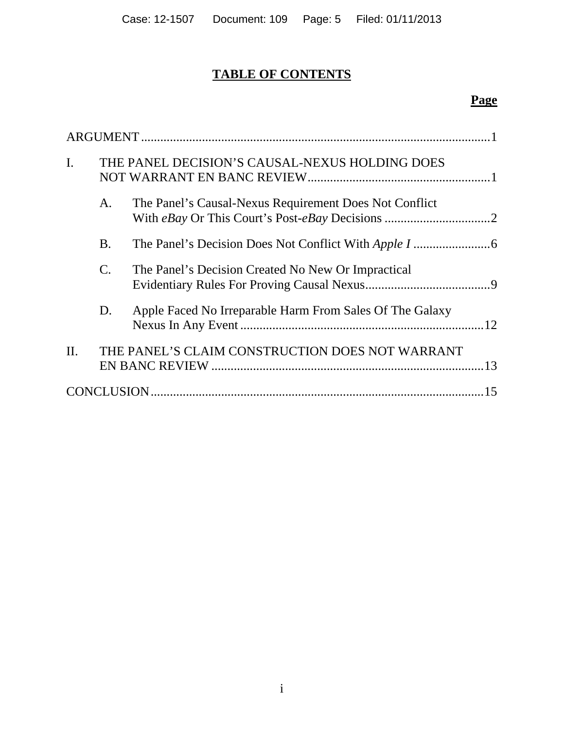# TABLE OF CONTENTS

**Page**

ARGUMENT ........................................................................................................... 1

I. THE PANEL DECISION'S CAUSAL-NEXUS HOLDING DOES NOT WARRANT EN BANC REVIEW......................................................... 1

  A. The Panel's Causal-Nexus Requirement Does Not Conflict With *eBay* Or This Court's Post-*eBay* Decisions ................................. 2

  B. The Panel's Decision Does Not Conflict With *Apple I* ........................ 6

  C. The Panel's Decision Created No New Or Impractical Evidentiary Rules For Proving Causal Nexus....................................... 9

  D. Apple Faced No Irreparable Harm From Sales Of The Galaxy Nexus In Any Event ............................................................................ 12

II. THE PANEL'S CLAIM CONSTRUCTION DOES NOT WARRANT EN BANC REVIEW ..................................................................................... 13

CONCLUSION....................................................................................................... 15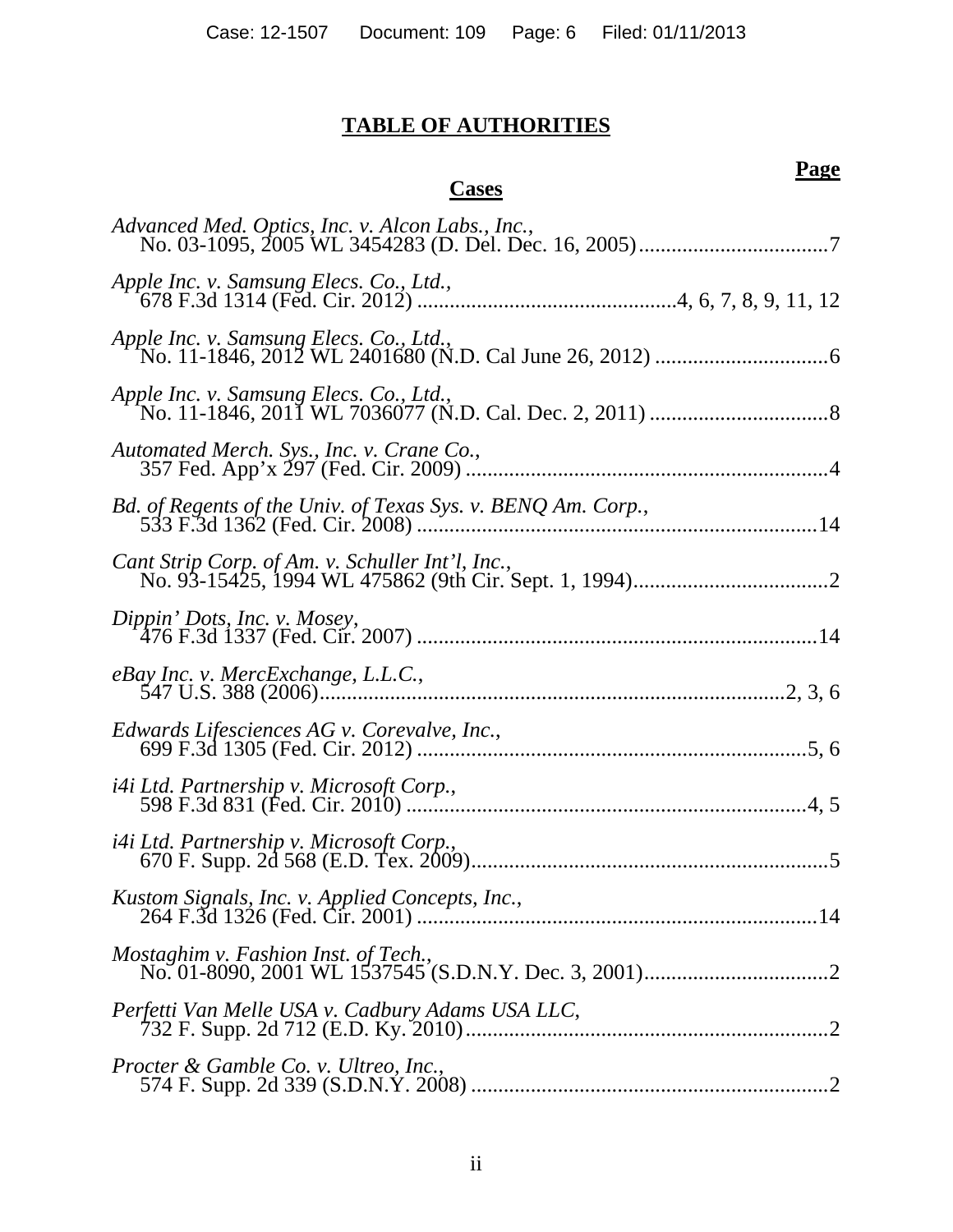# TABLE OF AUTHORITIES

**Page**

## Cases

*Advanced Med. Optics, Inc. v. Alcon Labs., Inc.*,
No. 03-1095, 2005 WL 3454283 (D. Del. Dec. 16, 2005) ....................7

*Apple Inc. v. Samsung Elecs. Co., Ltd.*,
678 F.3d 1314 (Fed. Cir. 2012) ....................4, 6, 7, 8, 9, 11, 12

*Apple Inc. v. Samsung Elecs. Co., Ltd.*,
No. 11-1846, 2012 WL 2401680 (N.D. Cal June 26, 2012) ....................6

*Apple Inc. v. Samsung Elecs. Co., Ltd.*,
No. 11-1846, 2011 WL 7036077 (N.D. Cal. Dec. 2, 2011) ....................8

*Automated Merch. Sys., Inc. v. Crane Co.*,
357 Fed. App'x 297 (Fed. Cir. 2009) ....................4

*Bd. of Regents of the Univ. of Texas Sys. v. BENQ Am. Corp.*,
533 F.3d 1362 (Fed. Cir. 2008) ....................14

*Cant Strip Corp. of Am. v. Schuller Int'l, Inc.*,
No. 93-15425, 1994 WL 475862 (9th Cir. Sept. 1, 1994) ....................2

*Dippin' Dots, Inc. v. Mosey*,
476 F.3d 1337 (Fed. Cir. 2007) ....................14

*eBay Inc. v. MercExchange, L.L.C.*,
547 U.S. 388 (2006) ....................2, 3, 6

*Edwards Lifesciences AG v. Corevalve, Inc.*,
699 F.3d 1305 (Fed. Cir. 2012) ....................5, 6

*i4i Ltd. Partnership v. Microsoft Corp.*,
598 F.3d 831 (Fed. Cir. 2010) ....................4, 5

*i4i Ltd. Partnership v. Microsoft Corp.*,
670 F. Supp. 2d 568 (E.D. Tex. 2009) ....................5

*Kustom Signals, Inc. v. Applied Concepts, Inc.*,
264 F.3d 1326 (Fed. Cir. 2001) ....................14

*Mostaghim v. Fashion Inst. of Tech.*,
No. 01-8090, 2001 WL 1537545 (S.D.N.Y. Dec. 3, 2001) ....................2

*Perfetti Van Melle USA v. Cadbury Adams USA LLC*,
732 F. Supp. 2d 712 (E.D. Ky. 2010) ....................2

*Procter & Gamble Co. v. Ultreo, Inc.*,
574 F. Supp. 2d 339 (S.D.N.Y. 2008) ....................2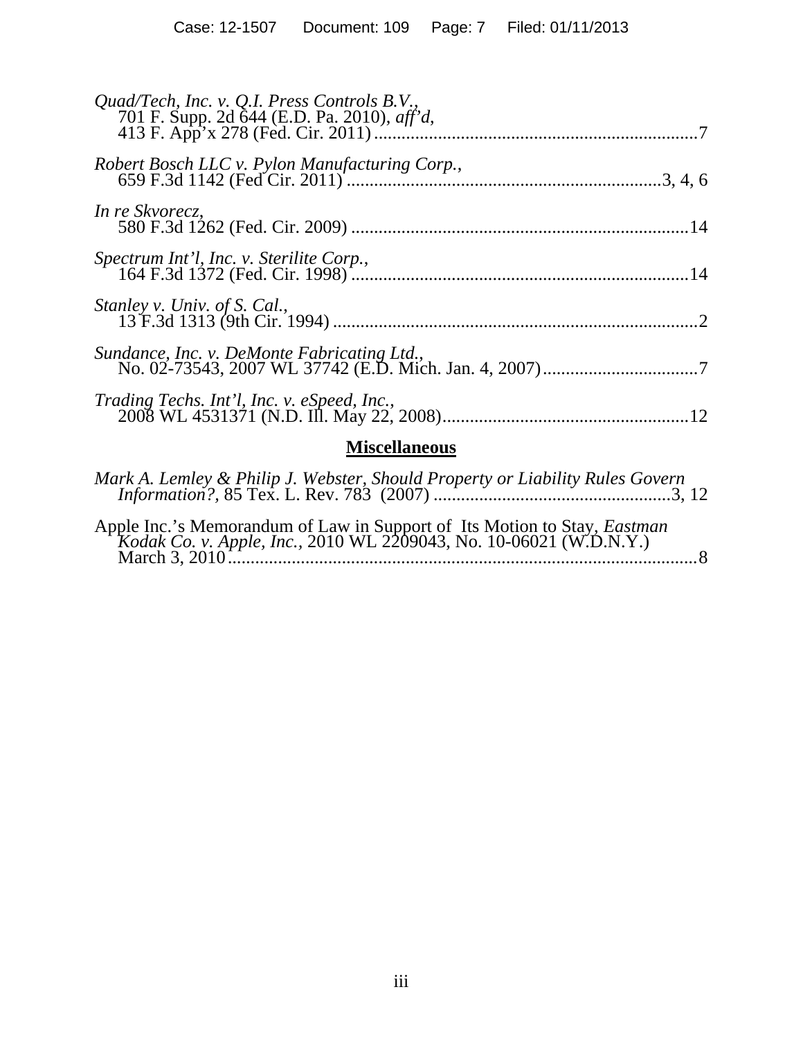*Quad/Tech, Inc. v. Q.I. Press Controls B.V.*, 701 F. Supp. 2d 644 (E.D. Pa. 2010), *aff'd*, 413 F. App'x 278 (Fed. Cir. 2011)........................................................................7

*Robert Bosch LLC v. Pylon Manufacturing Corp.*, 659 F.3d 1142 (Fed Cir. 2011)....................................................................3, 4, 6

*In re Skvorecz*, 580 F.3d 1262 (Fed. Cir. 2009)..........................................................................14

*Spectrum Int'l, Inc. v. Sterilite Corp.*, 164 F.3d 1372 (Fed. Cir. 1998)..........................................................................14

*Stanley v. Univ. of S. Cal.*, 13 F.3d 1313 (9th Cir. 1994)................................................................................2

*Sundance, Inc. v. DeMonte Fabricating Ltd.*, No. 02-73543, 2007 WL 37742 (E.D. Mich. Jan. 4, 2007)..................................7

*Trading Techs. Int'l, Inc. v. eSpeed, Inc.*, 2008 WL 4531371 (N.D. Ill. May 22, 2008)......................................................12

## Miscellaneous

*Mark A. Lemley & Philip J. Webster, Should Property or Liability Rules Govern Information?*, 85 Tex. L. Rev. 783 (2007)....................................................3, 12

Apple Inc.'s Memorandum of Law in Support of Its Motion to Stay, *Eastman Kodak Co. v. Apple, Inc.*, 2010 WL 2209043, No. 10-06021 (W.D.N.Y.) March 3, 2010.........................................................................................8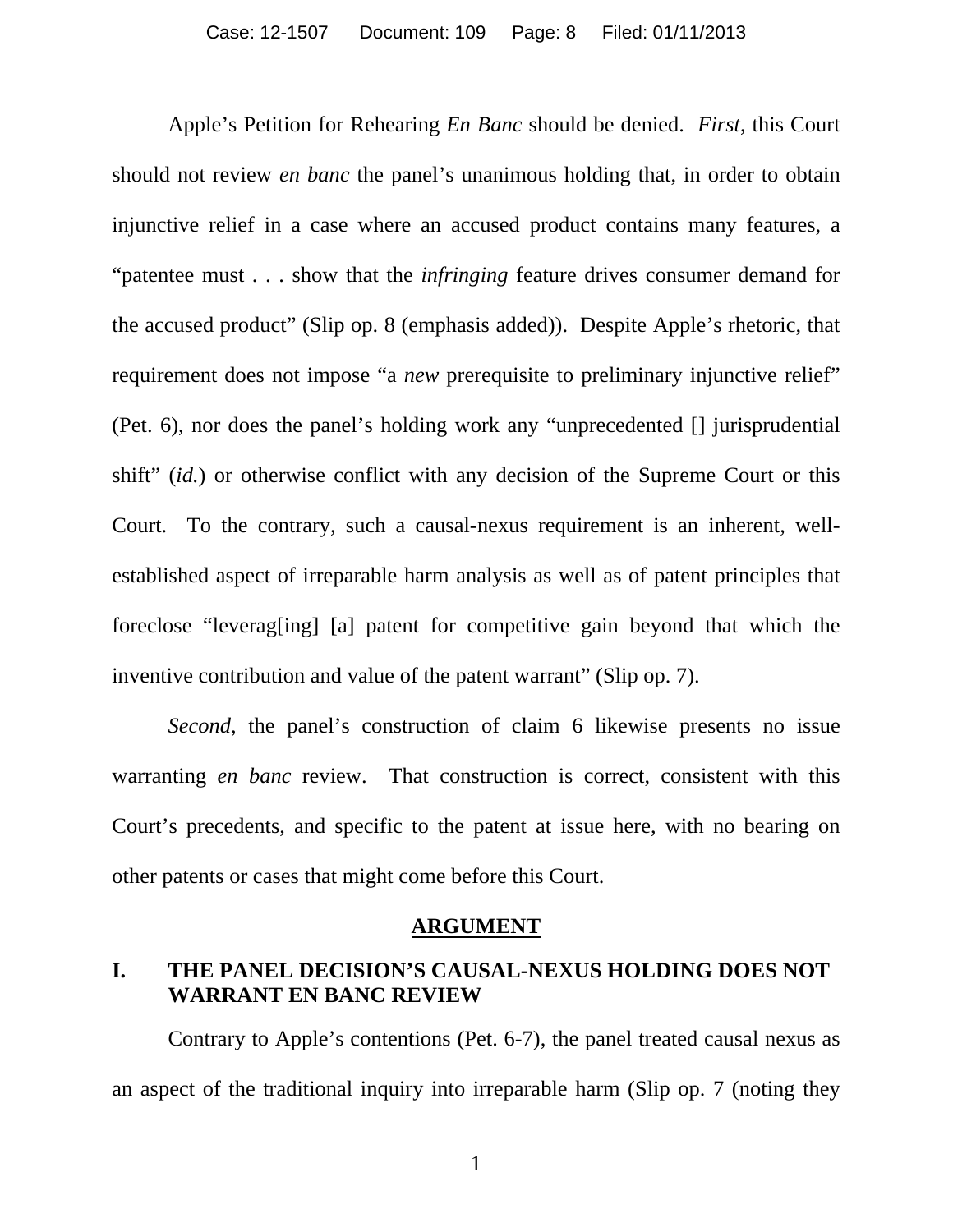Apple's Petition for Rehearing *En Banc* should be denied. *First*, this Court should not review *en banc* the panel's unanimous holding that, in order to obtain injunctive relief in a case where an accused product contains many features, a "patentee must . . . show that the *infringing* feature drives consumer demand for the accused product" (Slip op. 8 (emphasis added)). Despite Apple's rhetoric, that requirement does not impose "a *new* prerequisite to preliminary injunctive relief" (Pet. 6), nor does the panel's holding work any "unprecedented [] jurisprudential shift" (*id.*) or otherwise conflict with any decision of the Supreme Court or this Court. To the contrary, such a causal-nexus requirement is an inherent, well-established aspect of irreparable harm analysis as well as of patent principles that foreclose "leverag[ing] [a] patent for competitive gain beyond that which the inventive contribution and value of the patent warrant" (Slip op. 7).

*Second*, the panel's construction of claim 6 likewise presents no issue warranting *en banc* review. That construction is correct, consistent with this Court's precedents, and specific to the patent at issue here, with no bearing on other patents or cases that might come before this Court.

## ARGUMENT

### I. THE PANEL DECISION'S CAUSAL-NEXUS HOLDING DOES NOT WARRANT EN BANC REVIEW

Contrary to Apple's contentions (Pet. 6-7), the panel treated causal nexus as an aspect of the traditional inquiry into irreparable harm (Slip op. 7 (noting they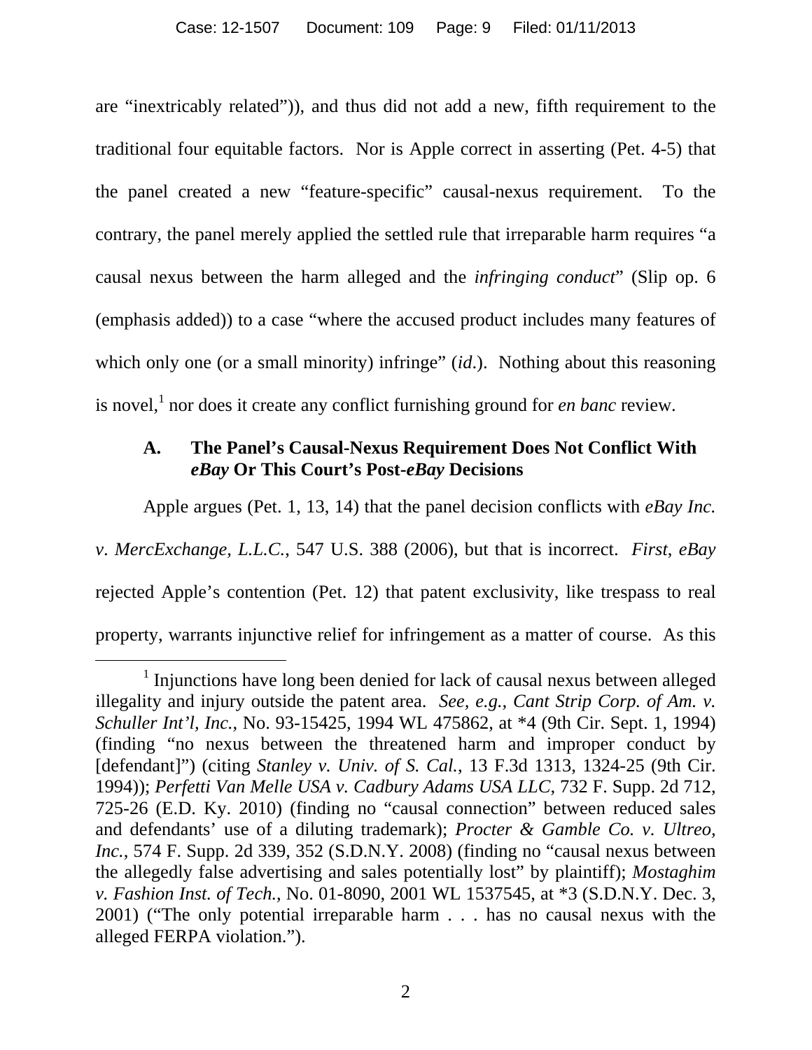are "inextricably related")), and thus did not add a new, fifth requirement to the traditional four equitable factors. Nor is Apple correct in asserting (Pet. 4-5) that the panel created a new "feature-specific" causal-nexus requirement. To the contrary, the panel merely applied the settled rule that irreparable harm requires "a causal nexus between the harm alleged and the *infringing conduct*" (Slip op. 6 (emphasis added)) to a case "where the accused product includes many features of which only one (or a small minority) infringe" (*id*.). Nothing about this reasoning is novel,[1] nor does it create any conflict furnishing ground for *en banc* review.

### A. The Panel's Causal-Nexus Requirement Does Not Conflict With *eBay* Or This Court's Post-*eBay* Decisions

Apple argues (Pet. 1, 13, 14) that the panel decision conflicts with *eBay Inc. v. MercExchange, L.L.C.*, 547 U.S. 388 (2006), but that is incorrect. *First*, *eBay* rejected Apple's contention (Pet. 12) that patent exclusivity, like trespass to real property, warrants injunctive relief for infringement as a matter of course. As this

[1] Injunctions have long been denied for lack of causal nexus between alleged illegality and injury outside the patent area. *See, e.g., Cant Strip Corp. of Am. v. Schuller Int'l, Inc.*, No. 93-15425, 1994 WL 475862, at *4 (9th Cir. Sept. 1, 1994) (finding "no nexus between the threatened harm and improper conduct by [defendant]") (citing *Stanley v. Univ. of S. Cal.*, 13 F.3d 1313, 1324-25 (9th Cir. 1994)); *Perfetti Van Melle USA v. Cadbury Adams USA LLC*, 732 F. Supp. 2d 712, 725-26 (E.D. Ky. 2010) (finding no "causal connection" between reduced sales and defendants' use of a diluting trademark); *Procter & Gamble Co. v. Ultreo, Inc.*, 574 F. Supp. 2d 339, 352 (S.D.N.Y. 2008) (finding no "causal nexus between the allegedly false advertising and sales potentially lost" by plaintiff); *Mostaghim v. Fashion Inst. of Tech.*, No. 01-8090, 2001 WL 1537545, at *3 (S.D.N.Y. Dec. 3, 2001) ("The only potential irreparable harm . . . has no causal nexus with the alleged FERPA violation.").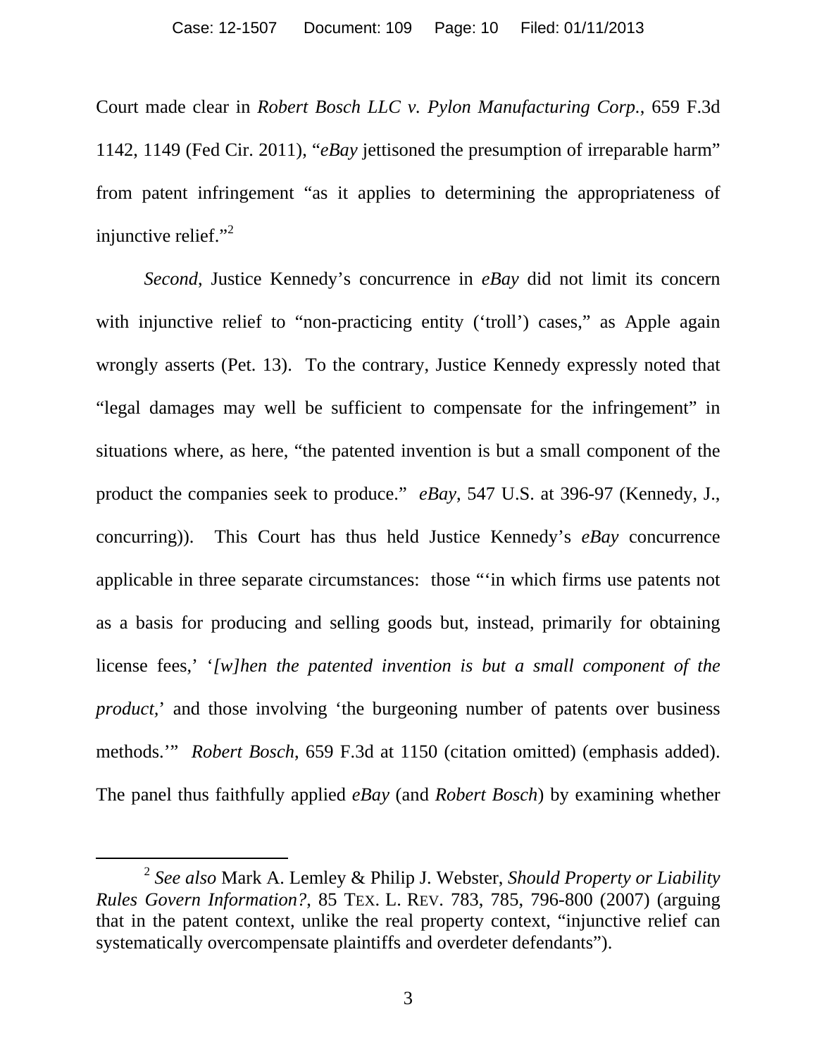Court made clear in *Robert Bosch LLC v. Pylon Manufacturing Corp.*, 659 F.3d 1142, 1149 (Fed Cir. 2011), "*eBay* jettisoned the presumption of irreparable harm" from patent infringement "as it applies to determining the appropriateness of injunctive relief."[2]

*Second*, Justice Kennedy's concurrence in *eBay* did not limit its concern with injunctive relief to "non-practicing entity ('troll') cases," as Apple again wrongly asserts (Pet. 13). To the contrary, Justice Kennedy expressly noted that "legal damages may well be sufficient to compensate for the infringement" in situations where, as here, "the patented invention is but a small component of the product the companies seek to produce." *eBay*, 547 U.S. at 396-97 (Kennedy, J., concurring)). This Court has thus held Justice Kennedy's *eBay* concurrence applicable in three separate circumstances: those "'in which firms use patents not as a basis for producing and selling goods but, instead, primarily for obtaining license fees,' '*[w]hen the patented invention is but a small component of the product*,' and those involving 'the burgeoning number of patents over business methods.'" *Robert Bosch*, 659 F.3d at 1150 (citation omitted) (emphasis added). The panel thus faithfully applied *eBay* (and *Robert Bosch*) by examining whether

[2] *See also* Mark A. Lemley & Philip J. Webster, *Should Property or Liability Rules Govern Information?*, 85 TEX. L. REV. 783, 785, 796-800 (2007) (arguing that in the patent context, unlike the real property context, "injunctive relief can systematically overcompensate plaintiffs and overdeter defendants").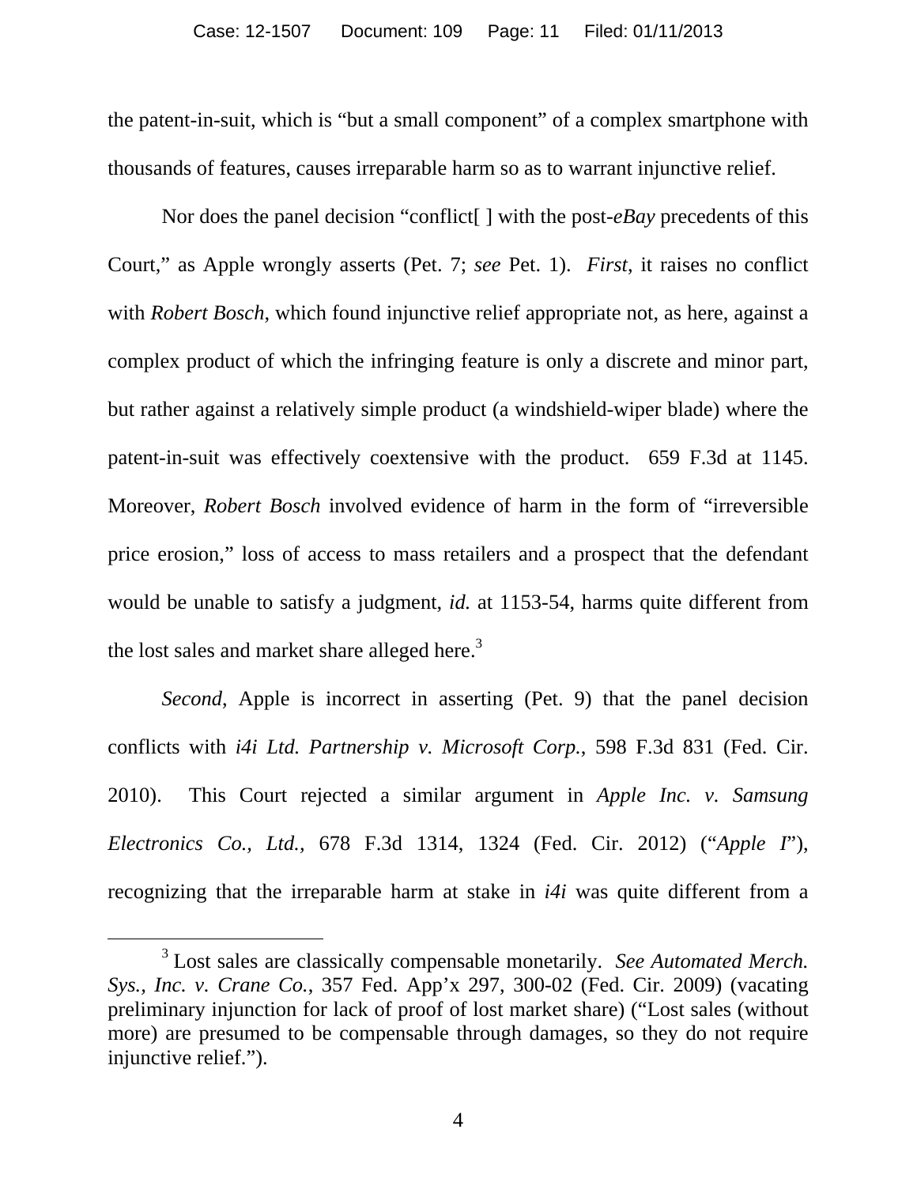the patent-in-suit, which is "but a small component" of a complex smartphone with thousands of features, causes irreparable harm so as to warrant injunctive relief.

Nor does the panel decision "conflict[ ] with the post-*eBay* precedents of this Court," as Apple wrongly asserts (Pet. 7; *see* Pet. 1). *First*, it raises no conflict with *Robert Bosch*, which found injunctive relief appropriate not, as here, against a complex product of which the infringing feature is only a discrete and minor part, but rather against a relatively simple product (a windshield-wiper blade) where the patent-in-suit was effectively coextensive with the product. 659 F.3d at 1145. Moreover, *Robert Bosch* involved evidence of harm in the form of "irreversible price erosion," loss of access to mass retailers and a prospect that the defendant would be unable to satisfy a judgment, *id.* at 1153-54, harms quite different from the lost sales and market share alleged here.[3]

*Second*, Apple is incorrect in asserting (Pet. 9) that the panel decision conflicts with *i4i Ltd. Partnership v. Microsoft Corp.*, 598 F.3d 831 (Fed. Cir. 2010). This Court rejected a similar argument in *Apple Inc. v. Samsung Electronics Co., Ltd.*, 678 F.3d 1314, 1324 (Fed. Cir. 2012) ("*Apple I*"), recognizing that the irreparable harm at stake in *i4i* was quite different from a

[3] Lost sales are classically compensable monetarily. *See Automated Merch. Sys., Inc. v. Crane Co.*, 357 Fed. App'x 297, 300-02 (Fed. Cir. 2009) (vacating preliminary injunction for lack of proof of lost market share) ("Lost sales (without more) are presumed to be compensable through damages, so they do not require injunctive relief.").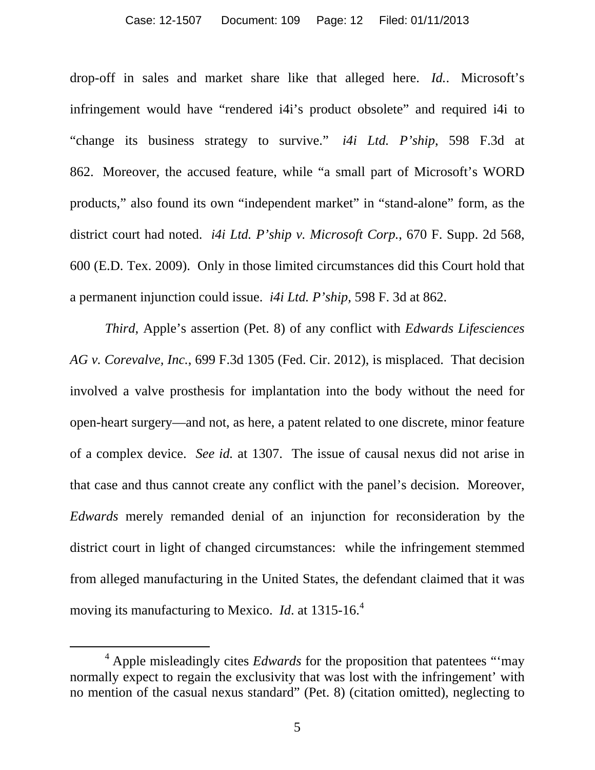drop-off in sales and market share like that alleged here. *Id.*. Microsoft's infringement would have "rendered i4i's product obsolete" and required i4i to "change its business strategy to survive." *i4i Ltd. P'ship*, 598 F.3d at 862. Moreover, the accused feature, while "a small part of Microsoft's WORD products," also found its own "independent market" in "stand-alone" form, as the district court had noted. *i4i Ltd. P'ship v. Microsoft Corp.*, 670 F. Supp. 2d 568, 600 (E.D. Tex. 2009). Only in those limited circumstances did this Court hold that a permanent injunction could issue. *i4i Ltd. P'ship,* 598 F. 3d at 862.

*Third*, Apple's assertion (Pet. 8) of any conflict with *Edwards Lifesciences AG v. Corevalve, Inc.*, 699 F.3d 1305 (Fed. Cir. 2012), is misplaced. That decision involved a valve prosthesis for implantation into the body without the need for open-heart surgery—and not, as here, a patent related to one discrete, minor feature of a complex device. *See id.* at 1307. The issue of causal nexus did not arise in that case and thus cannot create any conflict with the panel's decision. Moreover, *Edwards* merely remanded denial of an injunction for reconsideration by the district court in light of changed circumstances: while the infringement stemmed from alleged manufacturing in the United States, the defendant claimed that it was moving its manufacturing to Mexico. *Id*. at 1315-16.[4]

[4] Apple misleadingly cites *Edwards* for the proposition that patentees "'may normally expect to regain the exclusivity that was lost with the infringement' with no mention of the casual nexus standard" (Pet. 8) (citation omitted), neglecting to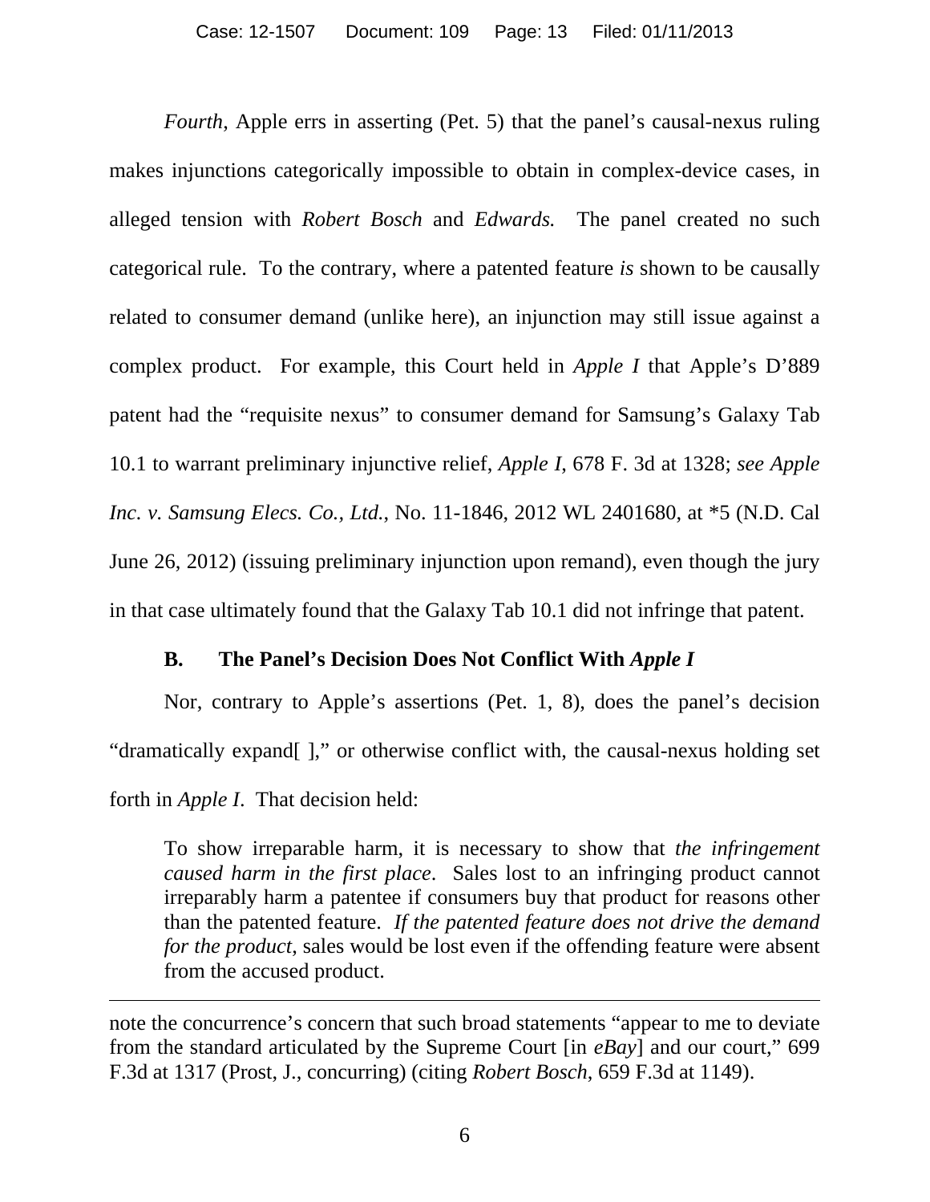*Fourth*, Apple errs in asserting (Pet. 5) that the panel's causal-nexus ruling makes injunctions categorically impossible to obtain in complex-device cases, in alleged tension with *Robert Bosch* and *Edwards.* The panel created no such categorical rule. To the contrary, where a patented feature *is* shown to be causally related to consumer demand (unlike here), an injunction may still issue against a complex product. For example, this Court held in *Apple I* that Apple's D'889 patent had the "requisite nexus" to consumer demand for Samsung's Galaxy Tab 10.1 to warrant preliminary injunctive relief, *Apple I*, 678 F. 3d at 1328; *see Apple Inc. v. Samsung Elecs. Co., Ltd.*, No. 11-1846, 2012 WL 2401680, at *5 (N.D. Cal June 26, 2012) (issuing preliminary injunction upon remand), even though the jury in that case ultimately found that the Galaxy Tab 10.1 did not infringe that patent.

### B. The Panel's Decision Does Not Conflict With *Apple I*

Nor, contrary to Apple's assertions (Pet. 1, 8), does the panel's decision "dramatically expand[ ]," or otherwise conflict with, the causal-nexus holding set forth in *Apple I*. That decision held:

> To show irreparable harm, it is necessary to show that *the infringement caused harm in the first place*. Sales lost to an infringing product cannot irreparably harm a patentee if consumers buy that product for reasons other than the patented feature. *If the patented feature does not drive the demand for the product*, sales would be lost even if the offending feature were absent from the accused product.

---

note the concurrence's concern that such broad statements "appear to me to deviate from the standard articulated by the Supreme Court [in *eBay*] and our court," 699 F.3d at 1317 (Prost, J., concurring) (citing *Robert Bosch*, 659 F.3d at 1149).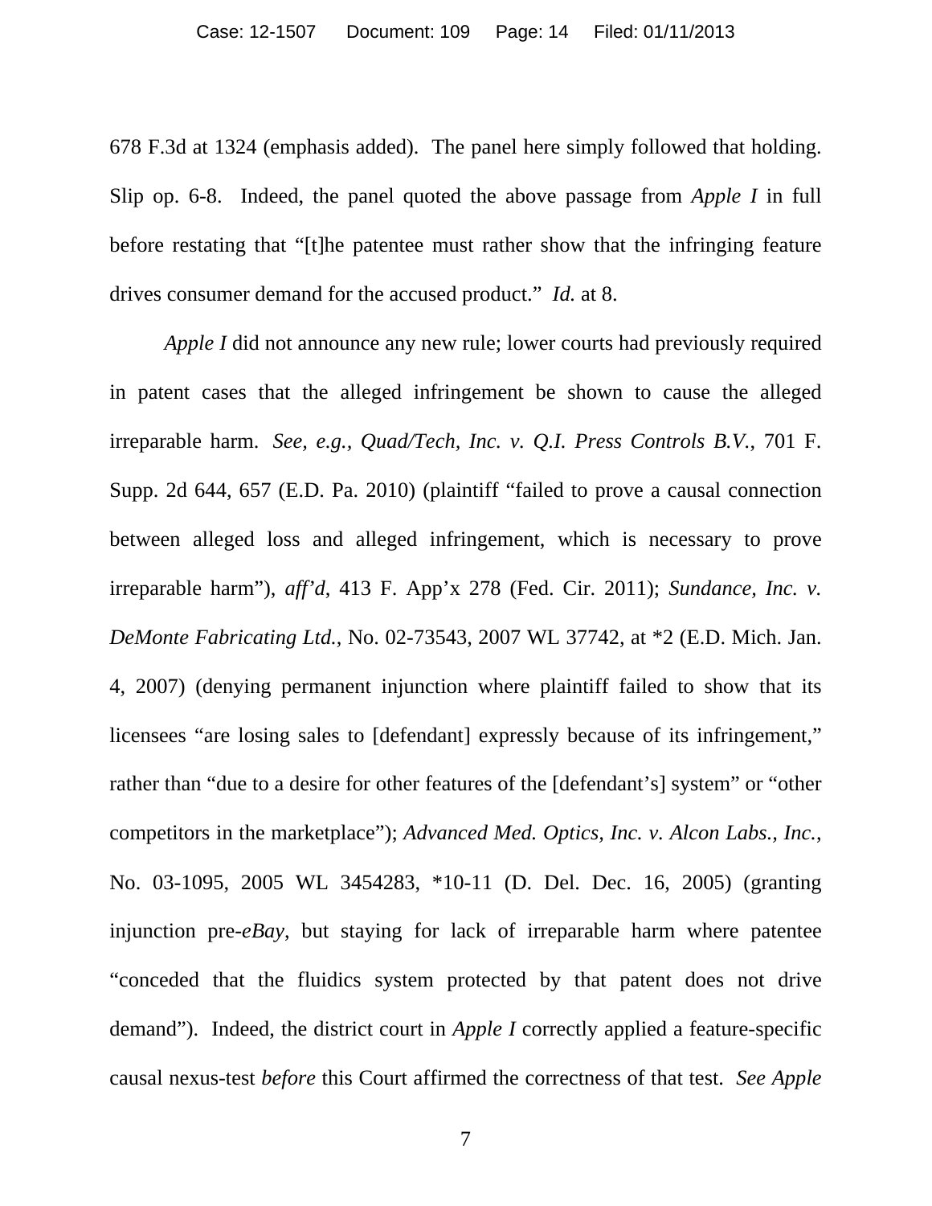678 F.3d at 1324 (emphasis added). The panel here simply followed that holding. Slip op. 6-8. Indeed, the panel quoted the above passage from *Apple I* in full before restating that "[t]he patentee must rather show that the infringing feature drives consumer demand for the accused product." *Id.* at 8.

*Apple I* did not announce any new rule; lower courts had previously required in patent cases that the alleged infringement be shown to cause the alleged irreparable harm. *See, e.g.*, *Quad/Tech, Inc. v. Q.I. Press Controls B.V.*, 701 F. Supp. 2d 644, 657 (E.D. Pa. 2010) (plaintiff "failed to prove a causal connection between alleged loss and alleged infringement, which is necessary to prove irreparable harm"), *aff'd*, 413 F. App'x 278 (Fed. Cir. 2011); *Sundance, Inc. v. DeMonte Fabricating Ltd.*, No. 02-73543, 2007 WL 37742, at *2 (E.D. Mich. Jan. 4, 2007) (denying permanent injunction where plaintiff failed to show that its licensees "are losing sales to [defendant] expressly because of its infringement," rather than "due to a desire for other features of the [defendant's] system" or "other competitors in the marketplace"); *Advanced Med. Optics, Inc. v. Alcon Labs., Inc.*, No. 03-1095, 2005 WL 3454283, *10-11 (D. Del. Dec. 16, 2005) (granting injunction pre-*eBay*, but staying for lack of irreparable harm where patentee "conceded that the fluidics system protected by that patent does not drive demand"). Indeed, the district court in *Apple I* correctly applied a feature-specific causal nexus-test *before* this Court affirmed the correctness of that test. *See Apple*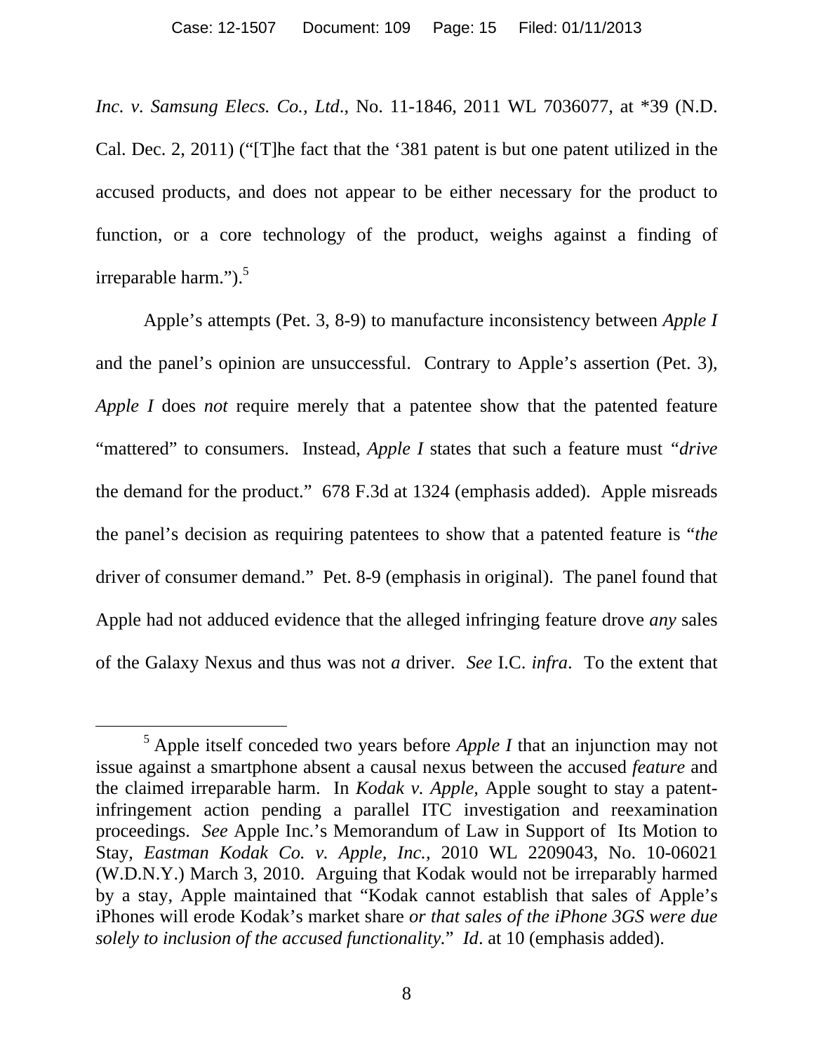*Inc. v. Samsung Elecs. Co., Ltd.*, No. 11-1846, 2011 WL 7036077, at *39 (N.D. Cal. Dec. 2, 2011) ("[T]he fact that the '381 patent is but one patent utilized in the accused products, and does not appear to be either necessary for the product to function, or a core technology of the product, weighs against a finding of irreparable harm.").[5]

Apple's attempts (Pet. 3, 8-9) to manufacture inconsistency between *Apple I* and the panel's opinion are unsuccessful. Contrary to Apple's assertion (Pet. 3), *Apple I* does *not* require merely that a patentee show that the patented feature "mattered" to consumers. Instead, *Apple I* states that such a feature must "*drive* the demand for the product." 678 F.3d at 1324 (emphasis added). Apple misreads the panel's decision as requiring patentees to show that a patented feature is "*the* driver of consumer demand." Pet. 8-9 (emphasis in original). The panel found that Apple had not adduced evidence that the alleged infringing feature drove *any* sales of the Galaxy Nexus and thus was not *a* driver. *See* I.C. *infra*. To the extent that

---

[5] Apple itself conceded two years before *Apple I* that an injunction may not issue against a smartphone absent a causal nexus between the accused *feature* and the claimed irreparable harm. In *Kodak v. Apple*, Apple sought to stay a patent-infringement action pending a parallel ITC investigation and reexamination proceedings. *See* Apple Inc.'s Memorandum of Law in Support of Its Motion to Stay, *Eastman Kodak Co. v. Apple, Inc.*, 2010 WL 2209043, No. 10-06021 (W.D.N.Y.) March 3, 2010. Arguing that Kodak would not be irreparably harmed by a stay, Apple maintained that "Kodak cannot establish that sales of Apple's iPhones will erode Kodak's market share *or that sales of the iPhone 3GS were due solely to inclusion of the accused functionality*." *Id*. at 10 (emphasis added).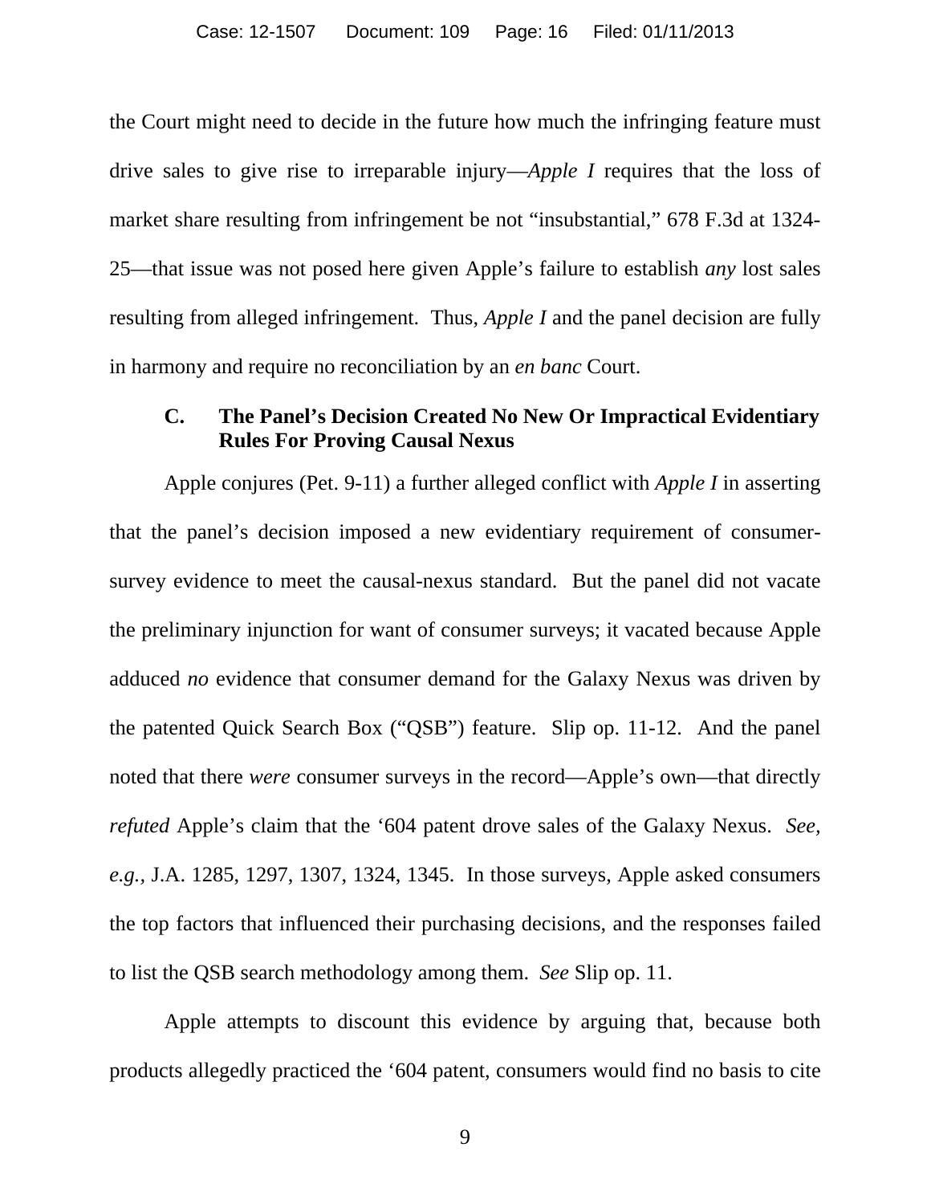the Court might need to decide in the future how much the infringing feature must drive sales to give rise to irreparable injury—*Apple I* requires that the loss of market share resulting from infringement be not "insubstantial," 678 F.3d at 1324-25—that issue was not posed here given Apple's failure to establish *any* lost sales resulting from alleged infringement. Thus, *Apple I* and the panel decision are fully in harmony and require no reconciliation by an *en banc* Court.

### C. The Panel's Decision Created No New Or Impractical Evidentiary Rules For Proving Causal Nexus

Apple conjures (Pet. 9-11) a further alleged conflict with *Apple I* in asserting that the panel's decision imposed a new evidentiary requirement of consumer-survey evidence to meet the causal-nexus standard. But the panel did not vacate the preliminary injunction for want of consumer surveys; it vacated because Apple adduced *no* evidence that consumer demand for the Galaxy Nexus was driven by the patented Quick Search Box ("QSB") feature. Slip op. 11-12. And the panel noted that there *were* consumer surveys in the record—Apple's own—that directly *refuted* Apple's claim that the '604 patent drove sales of the Galaxy Nexus. *See, e.g.*, J.A. 1285, 1297, 1307, 1324, 1345. In those surveys, Apple asked consumers the top factors that influenced their purchasing decisions, and the responses failed to list the QSB search methodology among them. *See* Slip op. 11.

Apple attempts to discount this evidence by arguing that, because both products allegedly practiced the '604 patent, consumers would find no basis to cite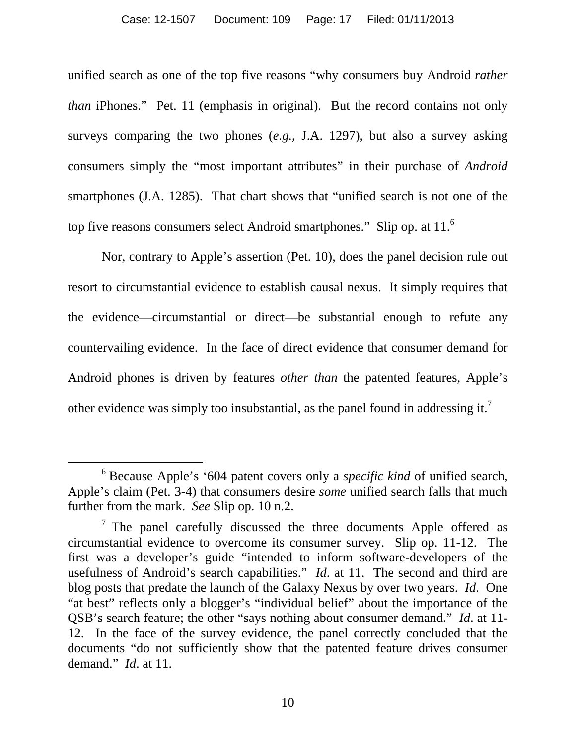unified search as one of the top five reasons "why consumers buy Android *rather than* iPhones." Pet. 11 (emphasis in original). But the record contains not only surveys comparing the two phones (*e.g.*, J.A. 1297), but also a survey asking consumers simply the "most important attributes" in their purchase of *Android* smartphones (J.A. 1285). That chart shows that "unified search is not one of the top five reasons consumers select Android smartphones." Slip op. at 11.[6]

Nor, contrary to Apple's assertion (Pet. 10), does the panel decision rule out resort to circumstantial evidence to establish causal nexus. It simply requires that the evidence—circumstantial or direct—be substantial enough to refute any countervailing evidence. In the face of direct evidence that consumer demand for Android phones is driven by features *other than* the patented features, Apple's other evidence was simply too insubstantial, as the panel found in addressing it.[7]

---

[6] Because Apple's '604 patent covers only a *specific kind* of unified search, Apple's claim (Pet. 3-4) that consumers desire *some* unified search falls that much further from the mark. *See* Slip op. 10 n.2.

[7] The panel carefully discussed the three documents Apple offered as circumstantial evidence to overcome its consumer survey. Slip op. 11-12. The first was a developer's guide "intended to inform software-developers of the usefulness of Android's search capabilities." *Id*. at 11. The second and third are blog posts that predate the launch of the Galaxy Nexus by over two years. *Id*. One "at best" reflects only a blogger's "individual belief" about the importance of the QSB's search feature; the other "says nothing about consumer demand." *Id*. at 11-12. In the face of the survey evidence, the panel correctly concluded that the documents "do not sufficiently show that the patented feature drives consumer demand." *Id*. at 11.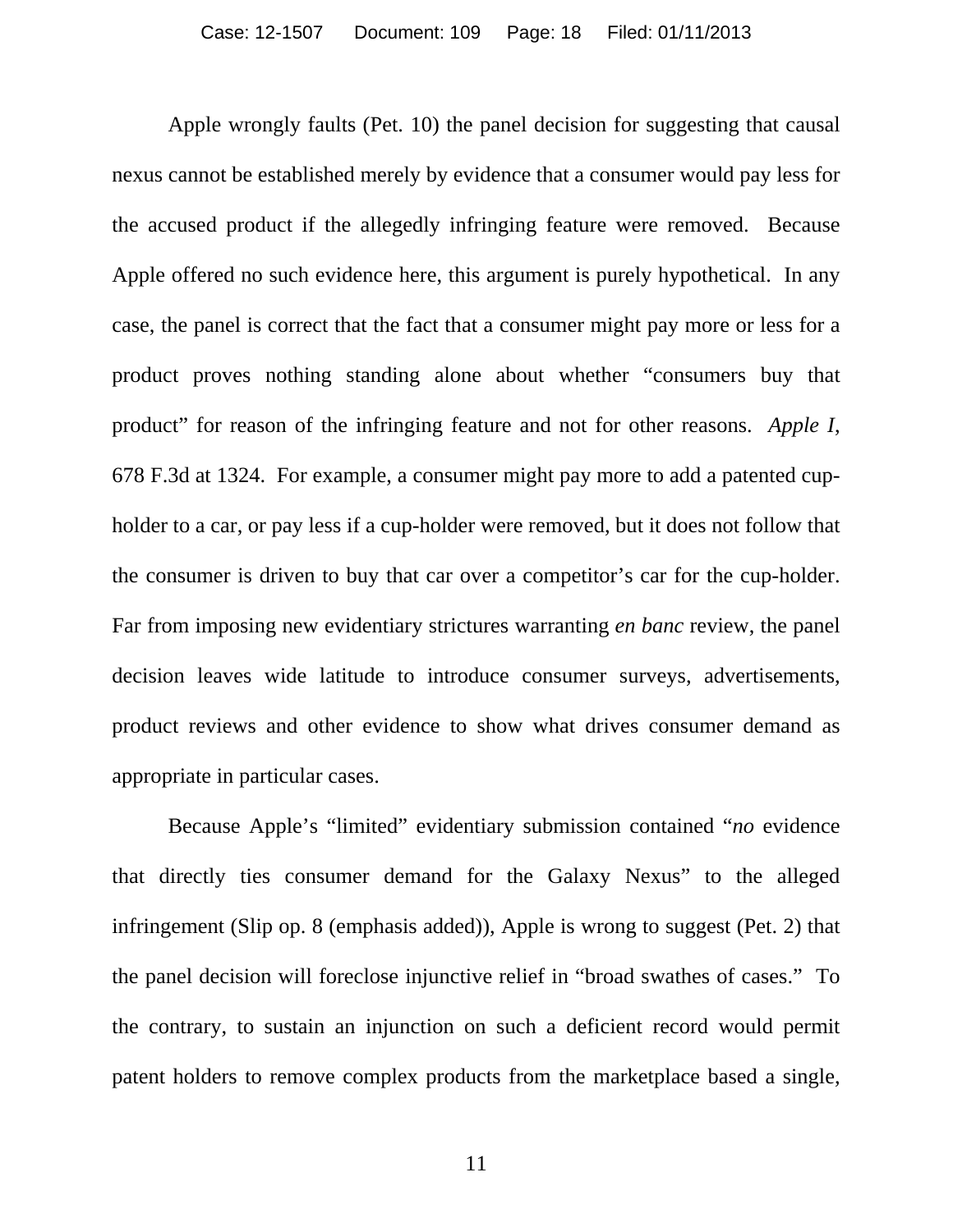Apple wrongly faults (Pet. 10) the panel decision for suggesting that causal nexus cannot be established merely by evidence that a consumer would pay less for the accused product if the allegedly infringing feature were removed. Because Apple offered no such evidence here, this argument is purely hypothetical. In any case, the panel is correct that the fact that a consumer might pay more or less for a product proves nothing standing alone about whether "consumers buy that product" for reason of the infringing feature and not for other reasons. *Apple I*, 678 F.3d at 1324. For example, a consumer might pay more to add a patented cup-holder to a car, or pay less if a cup-holder were removed, but it does not follow that the consumer is driven to buy that car over a competitor's car for the cup-holder. Far from imposing new evidentiary strictures warranting *en banc* review, the panel decision leaves wide latitude to introduce consumer surveys, advertisements, product reviews and other evidence to show what drives consumer demand as appropriate in particular cases.

Because Apple's "limited" evidentiary submission contained "*no* evidence that directly ties consumer demand for the Galaxy Nexus" to the alleged infringement (Slip op. 8 (emphasis added)), Apple is wrong to suggest (Pet. 2) that the panel decision will foreclose injunctive relief in "broad swathes of cases." To the contrary, to sustain an injunction on such a deficient record would permit patent holders to remove complex products from the marketplace based a single,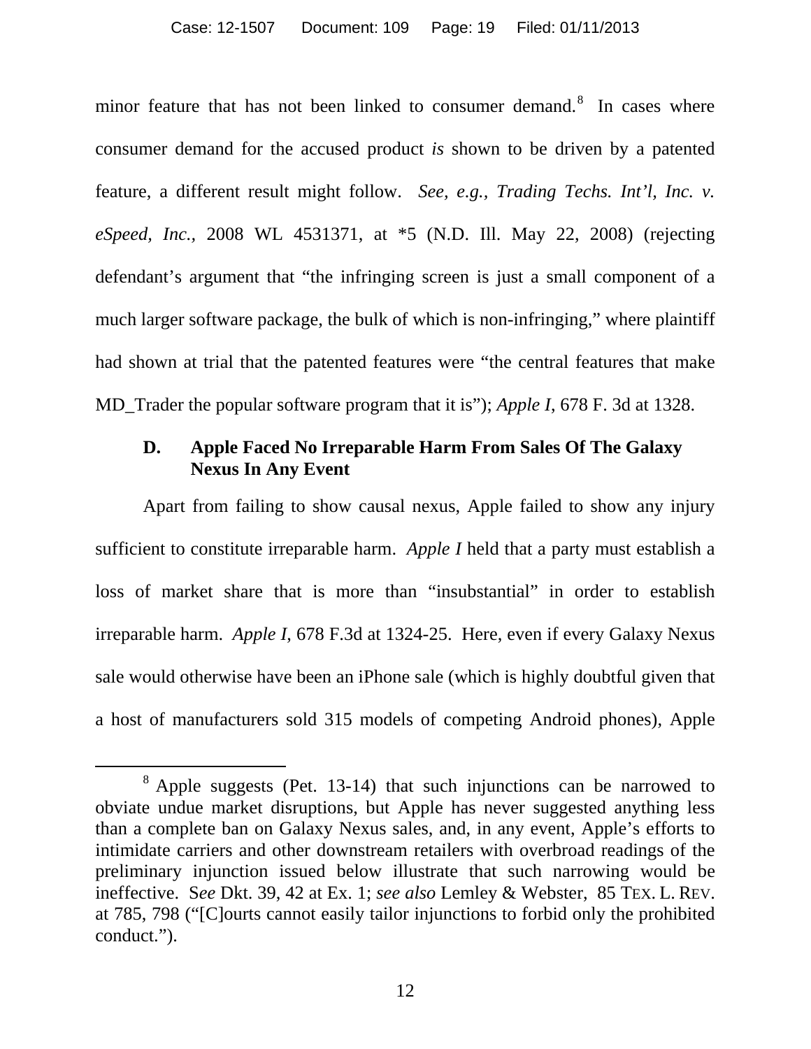minor feature that has not been linked to consumer demand.[8] In cases where consumer demand for the accused product *is* shown to be driven by a patented feature, a different result might follow. *See, e.g.*, *Trading Techs. Int'l, Inc. v. eSpeed, Inc.*, 2008 WL 4531371, at *5 (N.D. Ill. May 22, 2008) (rejecting defendant's argument that "the infringing screen is just a small component of a much larger software package, the bulk of which is non-infringing," where plaintiff had shown at trial that the patented features were "the central features that make MD_Trader the popular software program that it is"); *Apple I*, 678 F. 3d at 1328.

### D. Apple Faced No Irreparable Harm From Sales Of The Galaxy Nexus In Any Event

Apart from failing to show causal nexus, Apple failed to show any injury sufficient to constitute irreparable harm. *Apple I* held that a party must establish a loss of market share that is more than "insubstantial" in order to establish irreparable harm. *Apple I*, 678 F.3d at 1324-25. Here, even if every Galaxy Nexus sale would otherwise have been an iPhone sale (which is highly doubtful given that a host of manufacturers sold 315 models of competing Android phones), Apple

---

[8] Apple suggests (Pet. 13-14) that such injunctions can be narrowed to obviate undue market disruptions, but Apple has never suggested anything less than a complete ban on Galaxy Nexus sales, and, in any event, Apple's efforts to intimidate carriers and other downstream retailers with overbroad readings of the preliminary injunction issued below illustrate that such narrowing would be ineffective. S*ee* Dkt. 39, 42 at Ex. 1; *see also* Lemley & Webster, 85 TEX. L. REV. at 785, 798 ("[C]ourts cannot easily tailor injunctions to forbid only the prohibited conduct.").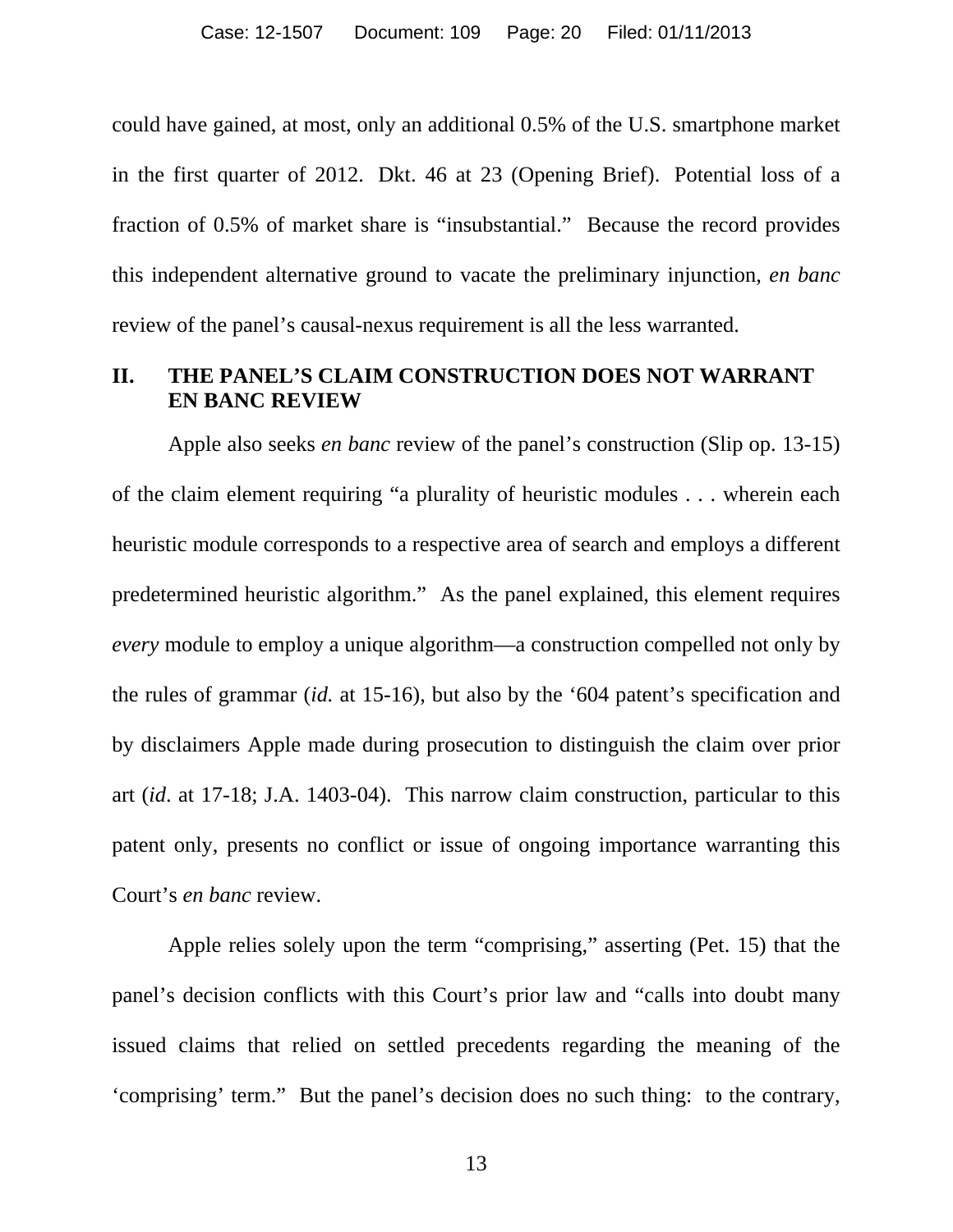could have gained, at most, only an additional 0.5% of the U.S. smartphone market in the first quarter of 2012. Dkt. 46 at 23 (Opening Brief). Potential loss of a fraction of 0.5% of market share is "insubstantial." Because the record provides this independent alternative ground to vacate the preliminary injunction, *en banc* review of the panel's causal-nexus requirement is all the less warranted.

## II. THE PANEL'S CLAIM CONSTRUCTION DOES NOT WARRANT EN BANC REVIEW

Apple also seeks *en banc* review of the panel's construction (Slip op. 13-15) of the claim element requiring "a plurality of heuristic modules . . . wherein each heuristic module corresponds to a respective area of search and employs a different predetermined heuristic algorithm." As the panel explained, this element requires *every* module to employ a unique algorithm—a construction compelled not only by the rules of grammar (*id.* at 15-16), but also by the '604 patent's specification and by disclaimers Apple made during prosecution to distinguish the claim over prior art (*id*. at 17-18; J.A. 1403-04). This narrow claim construction, particular to this patent only, presents no conflict or issue of ongoing importance warranting this Court's *en banc* review.

Apple relies solely upon the term "comprising," asserting (Pet. 15) that the panel's decision conflicts with this Court's prior law and "calls into doubt many issued claims that relied on settled precedents regarding the meaning of the 'comprising' term." But the panel's decision does no such thing: to the contrary,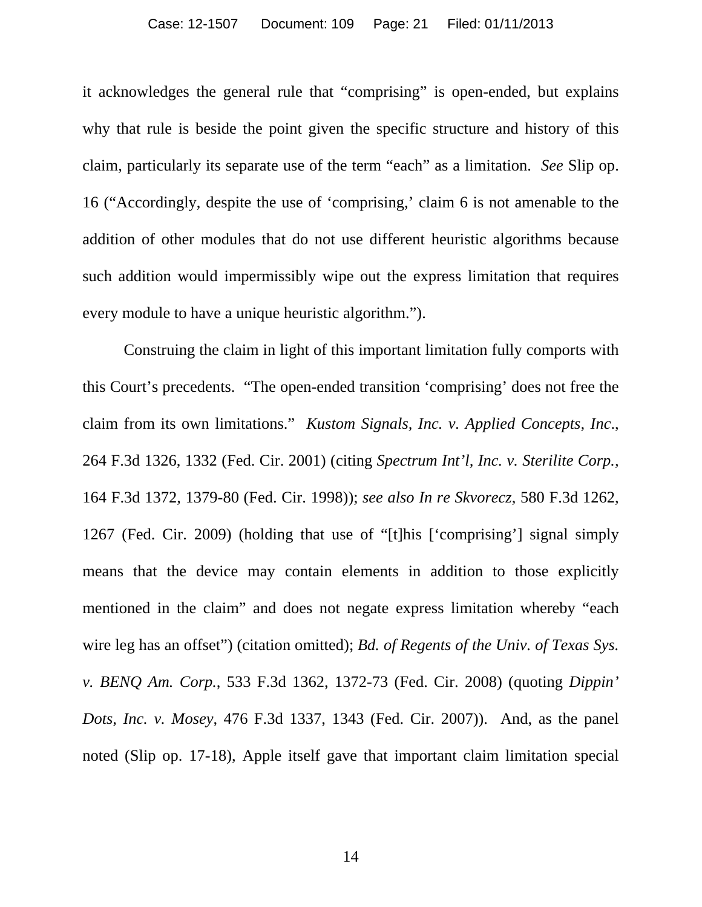it acknowledges the general rule that "comprising" is open-ended, but explains why that rule is beside the point given the specific structure and history of this claim, particularly its separate use of the term "each" as a limitation. *See* Slip op. 16 ("Accordingly, despite the use of 'comprising,' claim 6 is not amenable to the addition of other modules that do not use different heuristic algorithms because such addition would impermissibly wipe out the express limitation that requires every module to have a unique heuristic algorithm.").

Construing the claim in light of this important limitation fully comports with this Court's precedents. "The open-ended transition 'comprising' does not free the claim from its own limitations." *Kustom Signals, Inc. v. Applied Concepts, Inc*., 264 F.3d 1326, 1332 (Fed. Cir. 2001) (citing *Spectrum Int'l, Inc. v. Sterilite Corp.*, 164 F.3d 1372, 1379-80 (Fed. Cir. 1998)); *see also In re Skvorecz,* 580 F.3d 1262, 1267 (Fed. Cir. 2009) (holding that use of "[t]his ['comprising'] signal simply means that the device may contain elements in addition to those explicitly mentioned in the claim" and does not negate express limitation whereby "each wire leg has an offset") (citation omitted); *Bd. of Regents of the Univ. of Texas Sys. v. BENQ Am. Corp.*, 533 F.3d 1362, 1372-73 (Fed. Cir. 2008) (quoting *Dippin' Dots, Inc. v. Mosey*, 476 F.3d 1337, 1343 (Fed. Cir. 2007)). And, as the panel noted (Slip op. 17-18), Apple itself gave that important claim limitation special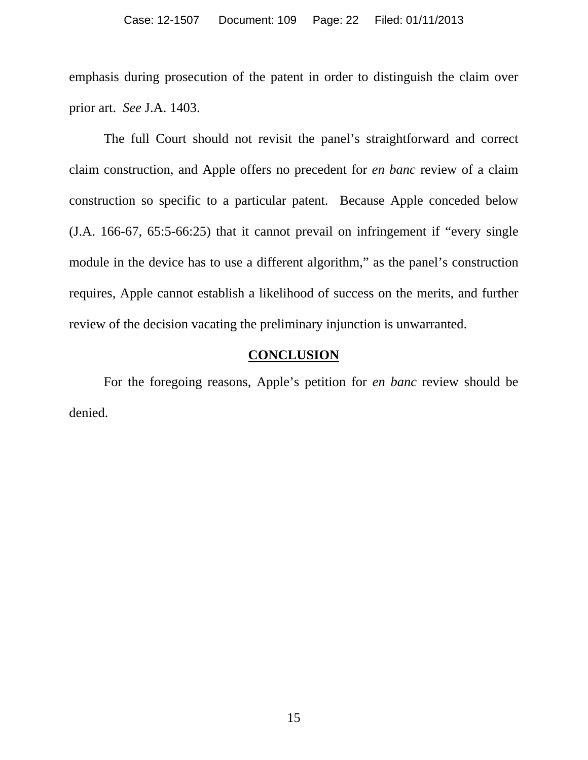emphasis during prosecution of the patent in order to distinguish the claim over prior art. *See* J.A. 1403.

The full Court should not revisit the panel's straightforward and correct claim construction, and Apple offers no precedent for *en banc* review of a claim construction so specific to a particular patent. Because Apple conceded below (J.A. 166-67, 65:5-66:25) that it cannot prevail on infringement if "every single module in the device has to use a different algorithm," as the panel's construction requires, Apple cannot establish a likelihood of success on the merits, and further review of the decision vacating the preliminary injunction is unwarranted.

## **CONCLUSION**

For the foregoing reasons, Apple's petition for *en banc* review should be denied.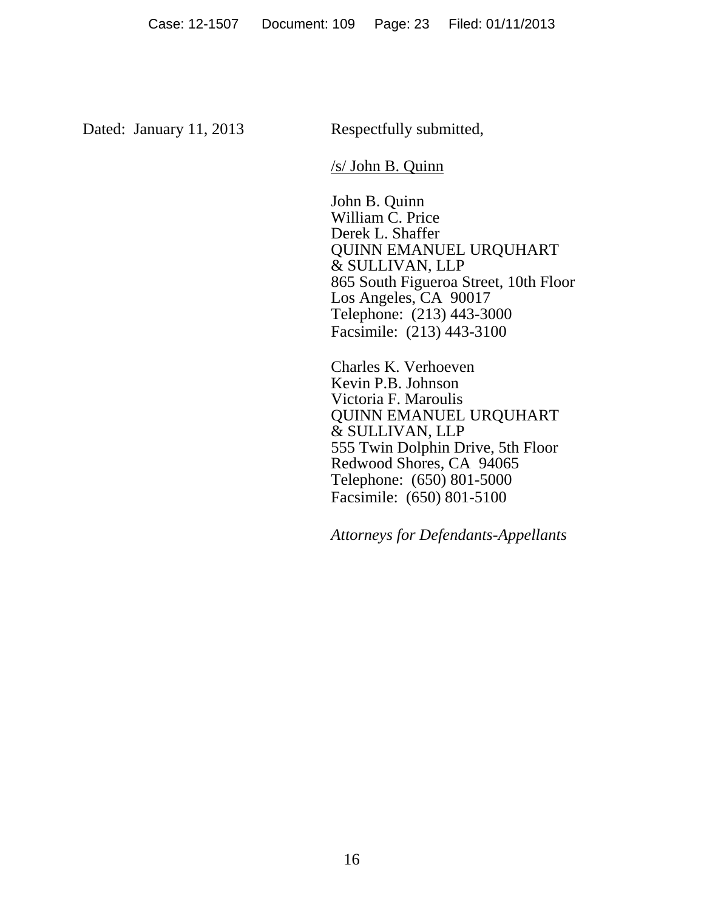Dated: January 11, 2013

Respectfully submitted,

/s/ John B. Quinn

John B. Quinn
William C. Price
Derek L. Shaffer
QUINN EMANUEL URQUHART
& SULLIVAN, LLP
865 South Figueroa Street, 10th Floor
Los Angeles, CA 90017
Telephone: (213) 443-3000
Facsimile: (213) 443-3100

Charles K. Verhoeven
Kevin P.B. Johnson
Victoria F. Maroulis
QUINN EMANUEL URQUHART
& SULLIVAN, LLP
555 Twin Dolphin Drive, 5th Floor
Redwood Shores, CA 94065
Telephone: (650) 801-5000
Facsimile: (650) 801-5100

*Attorneys for Defendants-Appellants*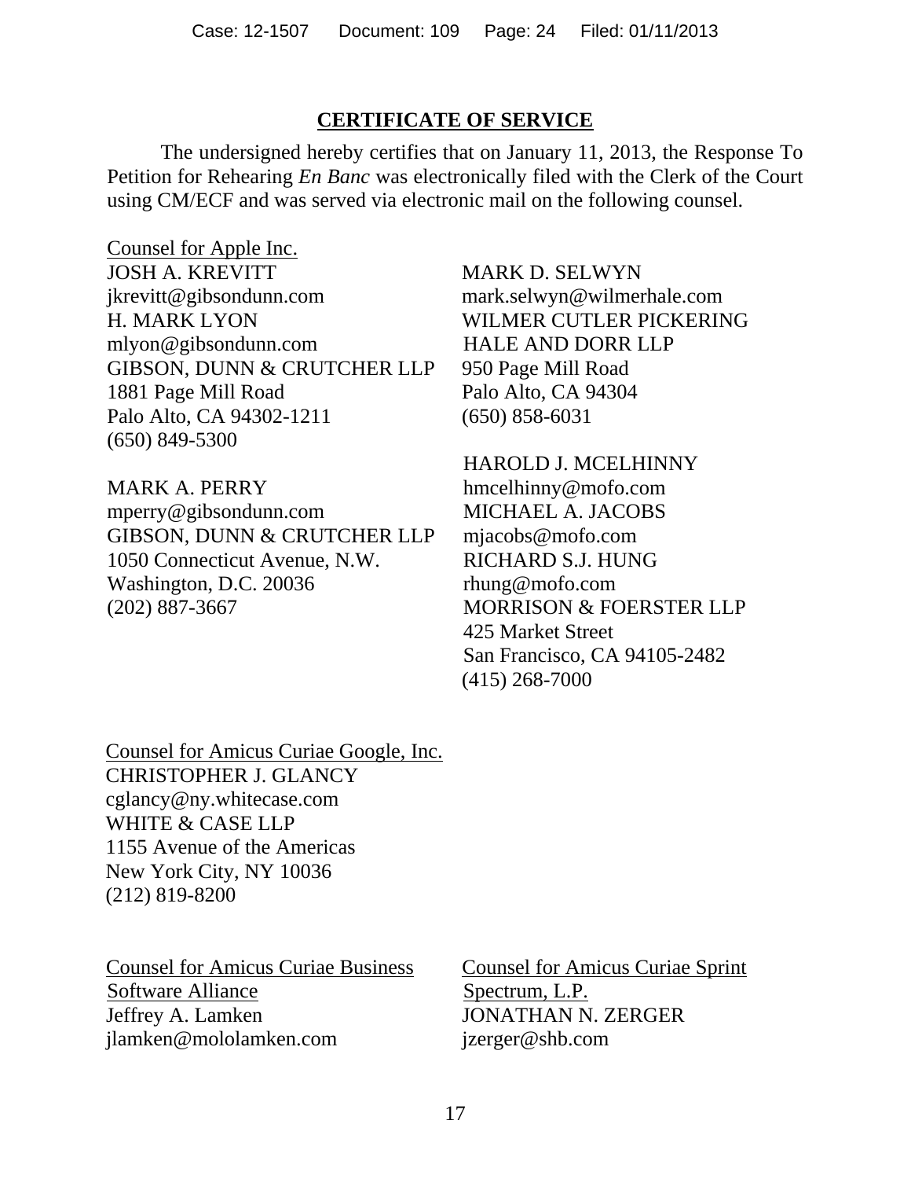## CERTIFICATE OF SERVICE

The undersigned hereby certifies that on January 11, 2013, the Response To Petition for Rehearing *En Banc* was electronically filed with the Clerk of the Court using CM/ECF and was served via electronic mail on the following counsel.

Counsel for Apple Inc.

JOSH A. KREVITT
jkrevitt@gibsondunn.com
H. MARK LYON
mlyon@gibsondunn.com
GIBSON, DUNN & CRUTCHER LLP
1881 Page Mill Road
Palo Alto, CA 94302-1211
(650) 849-5300

MARK A. PERRY
mperry@gibsondunn.com
GIBSON, DUNN & CRUTCHER LLP
1050 Connecticut Avenue, N.W.
Washington, D.C. 20036
(202) 887-3667

MARK D. SELWYN
mark.selwyn@wilmerhale.com
WILMER CUTLER PICKERING HALE AND DORR LLP
950 Page Mill Road
Palo Alto, CA 94304
(650) 858-6031

HAROLD J. MCELHINNY
hmcelhinny@mofo.com
MICHAEL A. JACOBS
mjacobs@mofo.com
RICHARD S.J. HUNG
rhung@mofo.com
MORRISON & FOERSTER LLP
425 Market Street
San Francisco, CA 94105-2482
(415) 268-7000

Counsel for Amicus Curiae Google, Inc.

CHRISTOPHER J. GLANCY
cglancy@ny.whitecase.com
WHITE & CASE LLP
1155 Avenue of the Americas
New York City, NY 10036
(212) 819-8200

Counsel for Amicus Curiae Business Software Alliance

Jeffrey A. Lamken
jlamken@mololamken.com

Counsel for Amicus Curiae Sprint Spectrum, L.P.

JONATHAN N. ZERGER
jzerger@shb.com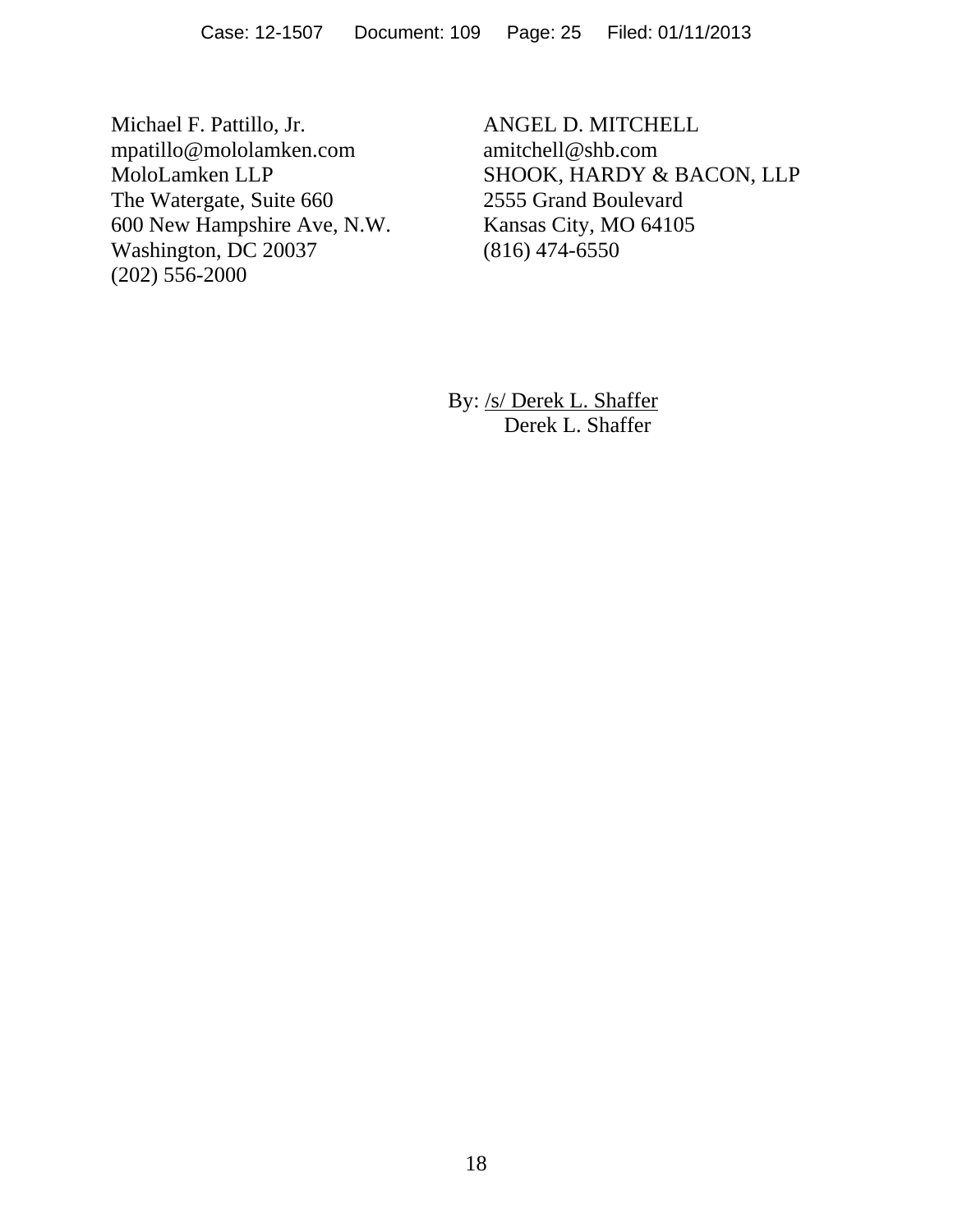Michael F. Pattillo, Jr.
mpatillo@mololamken.com
MoloLamken LLP
The Watergate, Suite 660
600 New Hampshire Ave, N.W.
Washington, DC 20037
(202) 556-2000

ANGEL D. MITCHELL
amitchell@shb.com
SHOOK, HARDY & BACON, LLP
2555 Grand Boulevard
Kansas City, MO 64105
(816) 474-6550

By: /s/ Derek L. Shaffer
Derek L. Shaffer